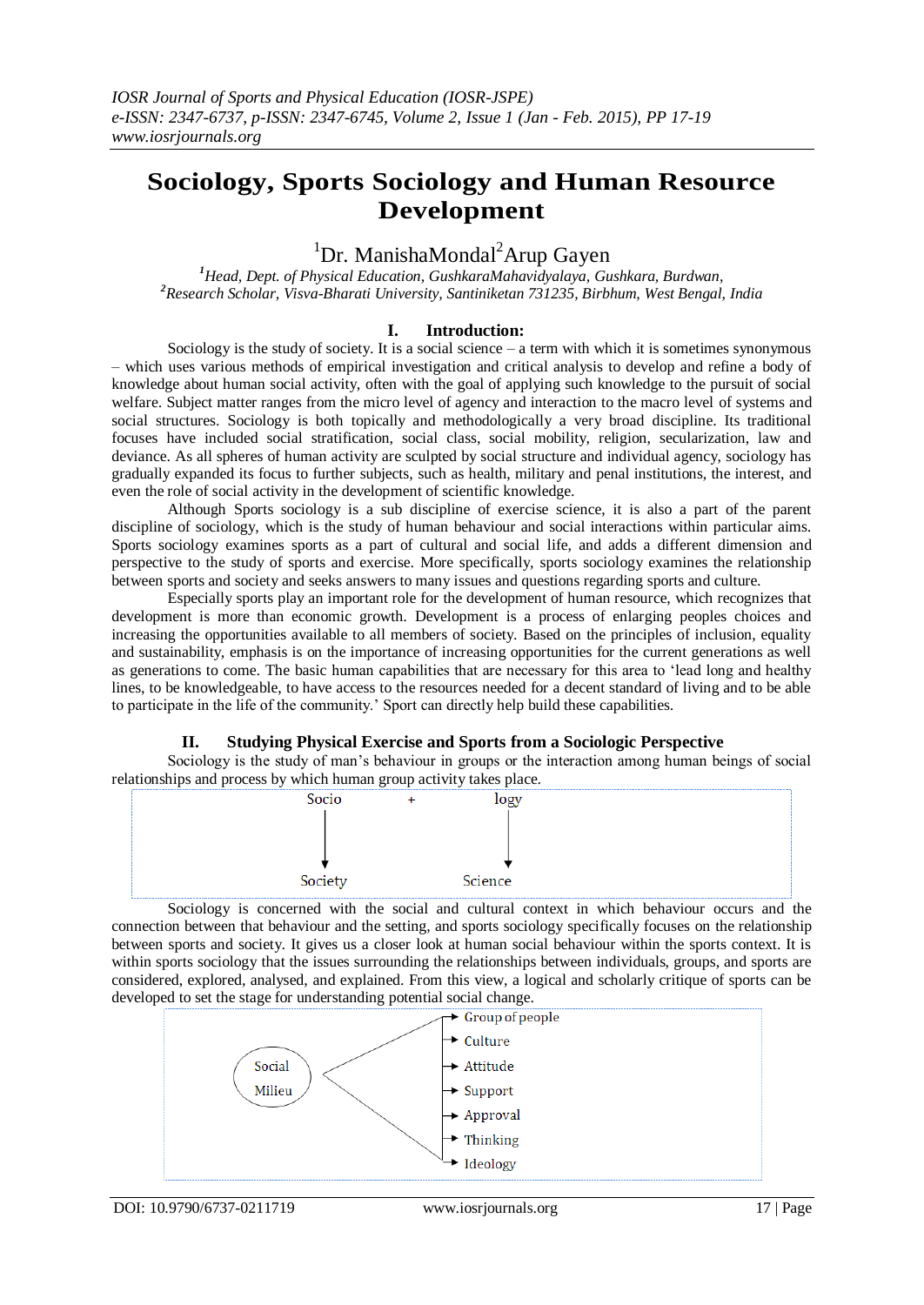# Sociology, Sports Sociology and Human Resource Development

[1]Dr. ManishaMondal[2]Arup Gayen

*[1]Head, Dept. of Physical Education, GushkaraMahavidyalaya, Gushkara, Burdwan,*
*[2]Research Scholar, Visva-Bharati University, Santiniketan 731235, Birbhum, West Bengal, India*

## I. Introduction:

Sociology is the study of society. It is a social science – a term with which it is sometimes synonymous – which uses various methods of empirical investigation and critical analysis to develop and refine a body of knowledge about human social activity, often with the goal of applying such knowledge to the pursuit of social welfare. Subject matter ranges from the micro level of agency and interaction to the macro level of systems and social structures. Sociology is both topically and methodologically a very broad discipline. Its traditional focuses have included social stratification, social class, social mobility, religion, secularization, law and deviance. As all spheres of human activity are sculpted by social structure and individual agency, sociology has gradually expanded its focus to further subjects, such as health, military and penal institutions, the interest, and even the role of social activity in the development of scientific knowledge.

Although Sports sociology is a sub discipline of exercise science, it is also a part of the parent discipline of sociology, which is the study of human behaviour and social interactions within particular aims. Sports sociology examines sports as a part of cultural and social life, and adds a different dimension and perspective to the study of sports and exercise. More specifically, sports sociology examines the relationship between sports and society and seeks answers to many issues and questions regarding sports and culture.

Especially sports play an important role for the development of human resource, which recognizes that development is more than economic growth. Development is a process of enlarging peoples choices and increasing the opportunities available to all members of society. Based on the principles of inclusion, equality and sustainability, emphasis is on the importance of increasing opportunities for the current generations as well as generations to come. The basic human capabilities that are necessary for this area to 'lead long and healthy lines, to be knowledgeable, to have access to the resources needed for a decent standard of living and to be able to participate in the life of the community.' Sport can directly help build these capabilities.

## II. Studying Physical Exercise and Sports from a Sociologic Perspective

Sociology is the study of man's behaviour in groups or the interaction among human beings of social relationships and process by which human group activity takes place.

Socio + logy

Socio → Society

logy → Science

Sociology is concerned with the social and cultural context in which behaviour occurs and the connection between that behaviour and the setting, and sports sociology specifically focuses on the relationship between sports and society. It gives us a closer look at human social behaviour within the sports context. It is within sports sociology that the issues surrounding the relationships between individuals, groups, and sports are considered, explored, analysed, and explained. From this view, a logical and scholarly critique of sports can be developed to set the stage for understanding potential social change.

Social Milieu →
- Group of people
- Culture
- Attitude
- Support
- Approval
- Thinking
- Ideology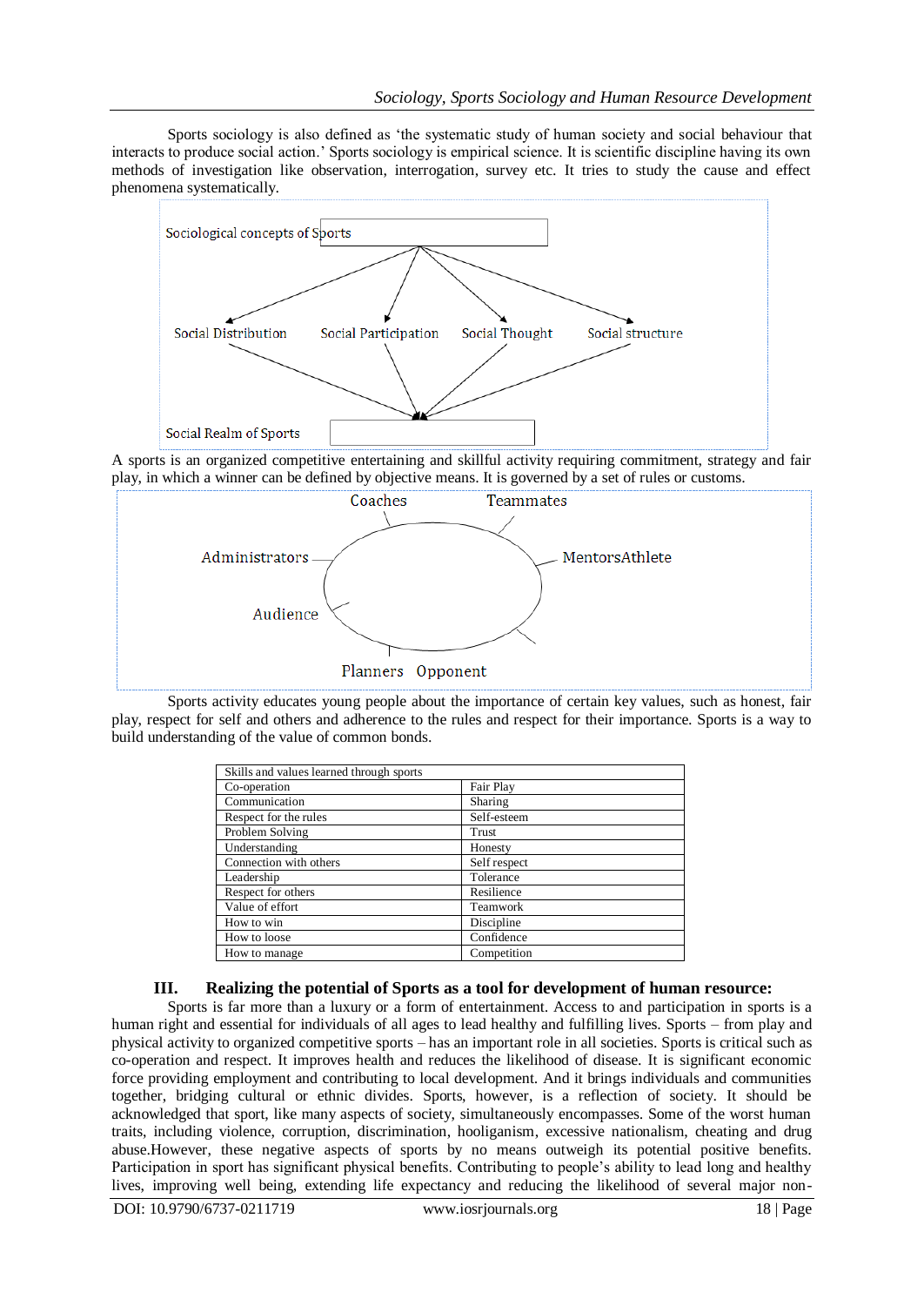Sports sociology is also defined as 'the systematic study of human society and social behaviour that interacts to produce social action.' Sports sociology is empirical science. It is scientific discipline having its own methods of investigation like observation, interrogation, survey etc. It tries to study the cause and effect phenomena systematically.

Sociological concepts of Sports

Social Distribution Social Participation Social Thought Social structure

Social Realm of Sports

A sports is an organized competitive entertaining and skillful activity requiring commitment, strategy and fair play, in which a winner can be defined by objective means. It is governed by a set of rules or customs.

Coaches Teammates

Administrators MentorsAthlete

Audience

Planners Opponent

Sports activity educates young people about the importance of certain key values, such as honest, fair play, respect for self and others and adherence to the rules and respect for their importance. Sports is a way to build understanding of the value of common bonds.

| Skills and values learned through sports | |
|---|---|
| Co-operation | Fair Play |
| Communication | Sharing |
| Respect for the rules | Self-esteem |
| Problem Solving | Trust |
| Understanding | Honesty |
| Connection with others | Self respect |
| Leadership | Tolerance |
| Respect for others | Resilience |
| Value of effort | Teamwork |
| How to win | Discipline |
| How to loose | Confidence |
| How to manage | Competition |

## III. Realizing the potential of Sports as a tool for development of human resource:

Sports is far more than a luxury or a form of entertainment. Access to and participation in sports is a human right and essential for individuals of all ages to lead healthy and fulfilling lives. Sports – from play and physical activity to organized competitive sports – has an important role in all societies. Sports is critical such as co-operation and respect. It improves health and reduces the likelihood of disease. It is significant economic force providing employment and contributing to local development. And it brings individuals and communities together, bridging cultural or ethnic divides. Sports, however, is a reflection of society. It should be acknowledged that sport, like many aspects of society, simultaneously encompasses. Some of the worst human traits, including violence, corruption, discrimination, hooliganism, excessive nationalism, cheating and drug abuse.However, these negative aspects of sports by no means outweigh its potential positive benefits. Participation in sport has significant physical benefits. Contributing to people's ability to lead long and healthy lives, improving well being, extending life expectancy and reducing the likelihood of several major non-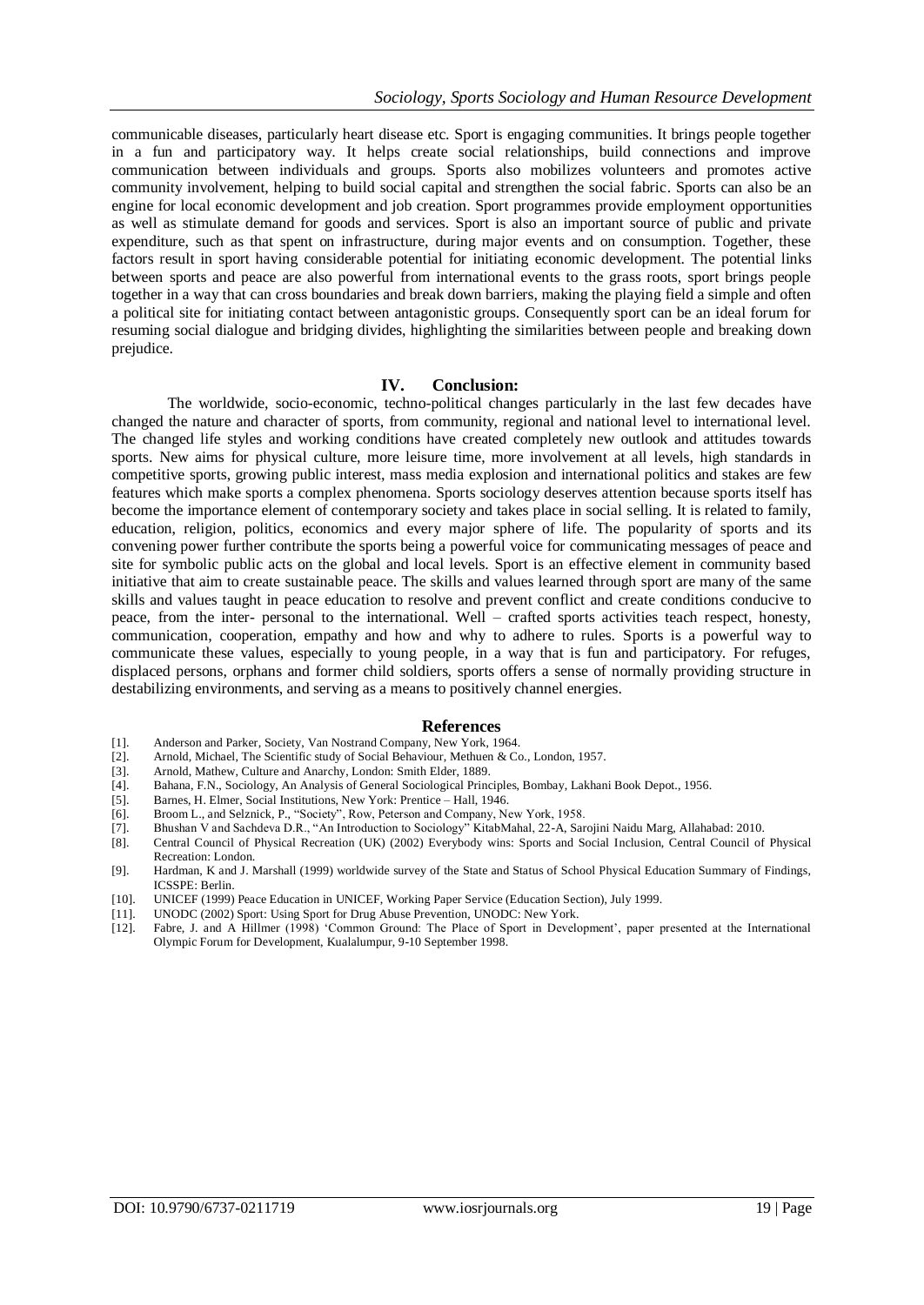communicable diseases, particularly heart disease etc. Sport is engaging communities. It brings people together in a fun and participatory way. It helps create social relationships, build connections and improve communication between individuals and groups. Sports also mobilizes volunteers and promotes active community involvement, helping to build social capital and strengthen the social fabric. Sports can also be an engine for local economic development and job creation. Sport programmes provide employment opportunities as well as stimulate demand for goods and services. Sport is also an important source of public and private expenditure, such as that spent on infrastructure, during major events and on consumption. Together, these factors result in sport having considerable potential for initiating economic development. The potential links between sports and peace are also powerful from international events to the grass roots, sport brings people together in a way that can cross boundaries and break down barriers, making the playing field a simple and often a political site for initiating contact between antagonistic groups. Consequently sport can be an ideal forum for resuming social dialogue and bridging divides, highlighting the similarities between people and breaking down prejudice.

## IV. Conclusion:

The worldwide, socio-economic, techno-political changes particularly in the last few decades have changed the nature and character of sports, from community, regional and national level to international level. The changed life styles and working conditions have created completely new outlook and attitudes towards sports. New aims for physical culture, more leisure time, more involvement at all levels, high standards in competitive sports, growing public interest, mass media explosion and international politics and stakes are few features which make sports a complex phenomena. Sports sociology deserves attention because sports itself has become the importance element of contemporary society and takes place in social selling. It is related to family, education, religion, politics, economics and every major sphere of life. The popularity of sports and its convening power further contribute the sports being a powerful voice for communicating messages of peace and site for symbolic public acts on the global and local levels. Sport is an effective element in community based initiative that aim to create sustainable peace. The skills and values learned through sport are many of the same skills and values taught in peace education to resolve and prevent conflict and create conditions conducive to peace, from the inter- personal to the international. Well – crafted sports activities teach respect, honesty, communication, cooperation, empathy and how and why to adhere to rules. Sports is a powerful way to communicate these values, especially to young people, in a way that is fun and participatory. For refuges, displaced persons, orphans and former child soldiers, sports offers a sense of normally providing structure in destabilizing environments, and serving as a means to positively channel energies.

## References

[1]. Anderson and Parker, Society, Van Nostrand Company, New York, 1964.
[2]. Arnold, Michael, The Scientific study of Social Behaviour, Methuen & Co., London, 1957.
[3]. Arnold, Mathew, Culture and Anarchy, London: Smith Elder, 1889.
[4]. Bahana, F.N., Sociology, An Analysis of General Sociological Principles, Bombay, Lakhani Book Depot., 1956.
[5]. Barnes, H. Elmer, Social Institutions, New York: Prentice – Hall, 1946.
[6]. Broom L., and Selznick, P., "Society", Row, Peterson and Company, New York, 1958.
[7]. Bhushan V and Sachdeva D.R., "An Introduction to Sociology" KitabMahal, 22-A, Sarojini Naidu Marg, Allahabad: 2010.
[8]. Central Council of Physical Recreation (UK) (2002) Everybody wins: Sports and Social Inclusion, Central Council of Physical Recreation: London.
[9]. Hardman, K and J. Marshall (1999) worldwide survey of the State and Status of School Physical Education Summary of Findings, ICSSPE: Berlin.
[10]. UNICEF (1999) Peace Education in UNICEF, Working Paper Service (Education Section), July 1999.
[11]. UNODC (2002) Sport: Using Sport for Drug Abuse Prevention, UNODC: New York.
[12]. Fabre, J. and A Hillmer (1998) 'Common Ground: The Place of Sport in Development', paper presented at the International Olympic Forum for Development, Kualalumpur, 9-10 September 1998.